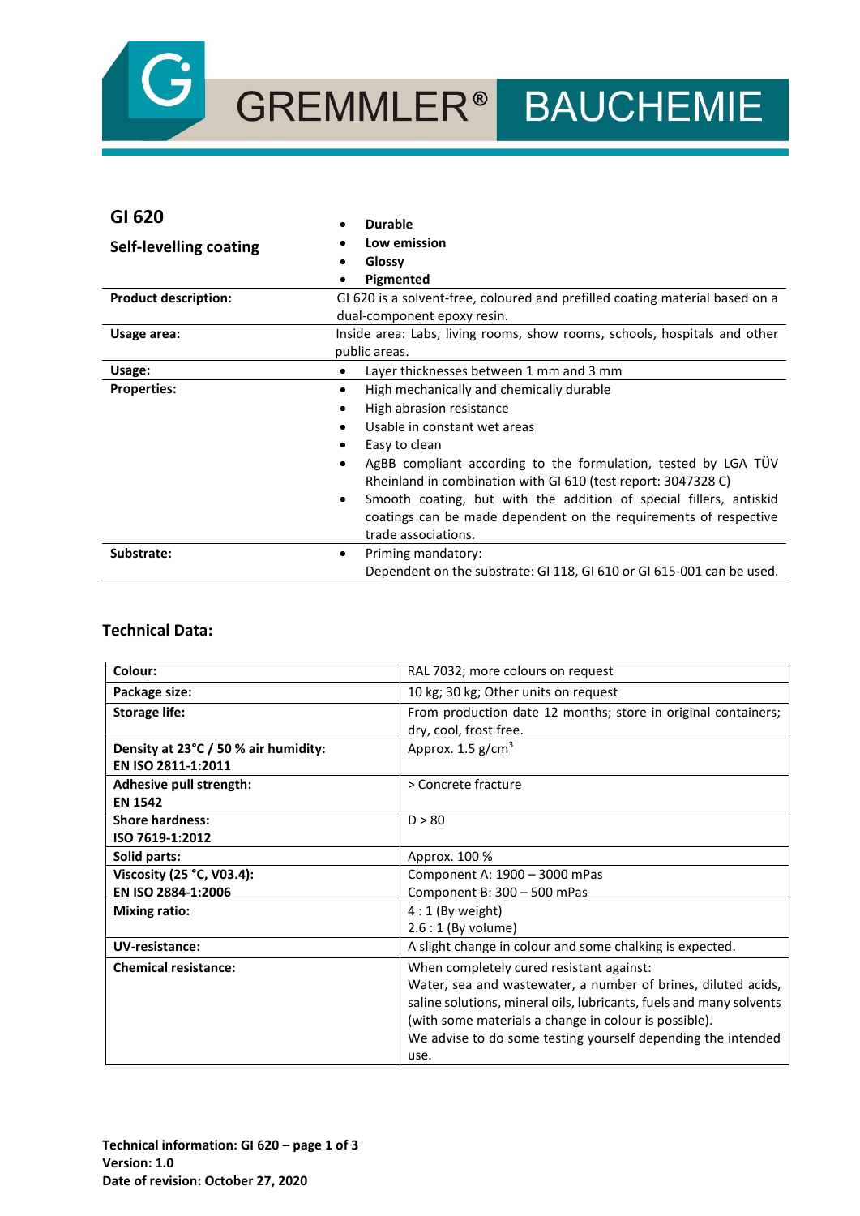# GI 620

## Self-levelling coating

- **Durable**
- **Low emission**
- **Glossy**
- **Pigmented**

| | |
|---|---|
| **Product description:** | GI 620 is a solvent-free, coloured and prefilled coating material based on a dual-component epoxy resin. |
| **Usage area:** | Inside area: Labs, living rooms, show rooms, schools, hospitals and other public areas. |
| **Usage:** | • Layer thicknesses between 1 mm and 3 mm |
| **Properties:** | • High mechanically and chemically durable<br>• High abrasion resistance<br>• Usable in constant wet areas<br>• Easy to clean<br>• AgBB compliant according to the formulation, tested by LGA TÜV Rheinland in combination with GI 610 (test report: 3047328 C)<br>• Smooth coating, but with the addition of special fillers, antiskid coatings can be made dependent on the requirements of respective trade associations. |
| **Substrate:** | • Priming mandatory:<br>Dependent on the substrate: GI 118, GI 610 or GI 615-001 can be used. |

## Technical Data:

| | |
|---|---|
| **Colour:** | RAL 7032; more colours on request |
| **Package size:** | 10 kg; 30 kg; Other units on request |
| **Storage life:** | From production date 12 months; store in original containers; dry, cool, frost free. |
| **Density at 23°C / 50 % air humidity:**<br>**EN ISO 2811-1:2011** | Approx. 1.5 g/cm$^3$ |
| **Adhesive pull strength:**<br>**EN 1542** | > Concrete fracture |
| **Shore hardness:**<br>**ISO 7619-1:2012** | D > 80 |
| **Solid parts:** | Approx. 100 % |
| **Viscosity (25 °C, V03.4):**<br>**EN ISO 2884-1:2006** | Component A: 1900 – 3000 mPas<br>Component B: 300 – 500 mPas |
| **Mixing ratio:** | 4 : 1 (By weight)<br>2.6 : 1 (By volume) |
| **UV-resistance:** | A slight change in colour and some chalking is expected. |
| **Chemical resistance:** | When completely cured resistant against:<br>Water, sea and wastewater, a number of brines, diluted acids, saline solutions, mineral oils, lubricants, fuels and many solvents (with some materials a change in colour is possible).<br>We advise to do some testing yourself depending the intended use. |

**Technical information: GI 620**
**Version: 1.0**
**Date of revision: October 27, 2020**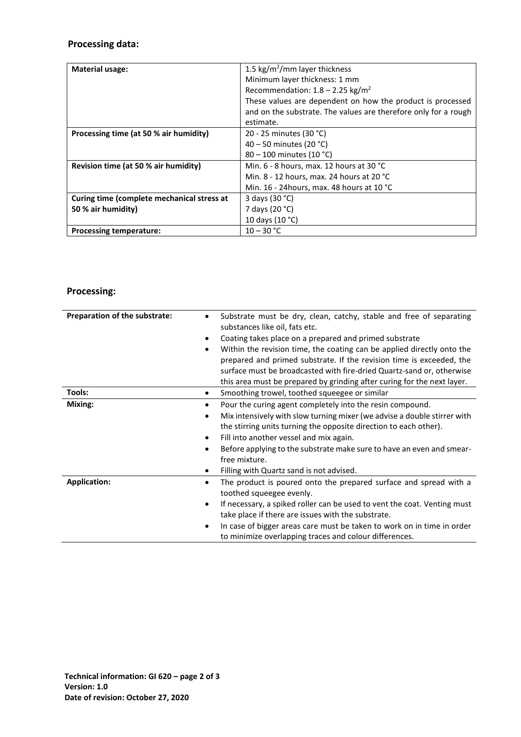## Processing data:

| **Material usage:** | 1.5 kg/m$^2$/mm layer thickness<br>Minimum layer thickness: 1 mm<br>Recommendation: 1.8 – 2.25 kg/m$^2$<br>These values are dependent on how the product is processed and on the substrate. The values are therefore only for a rough estimate. |
|---|---|
| **Processing time (at 50 % air humidity)** | 20 - 25 minutes (30 °C)<br>40 – 50 minutes (20 °C)<br>80 – 100 minutes (10 °C) |
| **Revision time (at 50 % air humidity)** | Min. 6 - 8 hours, max. 12 hours at 30 °C<br>Min. 8 - 12 hours, max. 24 hours at 20 °C<br>Min. 16 - 24hours, max. 48 hours at 10 °C |
| **Curing time (complete mechanical stress at 50 % air humidity)** | 3 days (30 °C)<br>7 days (20 °C)<br>10 days (10 °C) |
| **Processing temperature:** | 10 – 30 °C |

## Processing:

| **Preparation of the substrate:** | • Substrate must be dry, clean, catchy, stable and free of separating substances like oil, fats etc.<br>• Coating takes place on a prepared and primed substrate<br>• Within the revision time, the coating can be applied directly onto the prepared and primed substrate. If the revision time is exceeded, the surface must be broadcasted with fire-dried Quartz-sand or, otherwise this area must be prepared by grinding after curing for the next layer. |
|---|---|
| **Tools:** | • Smoothing trowel, toothed squeegee or similar |
| **Mixing:** | • Pour the curing agent completely into the resin compound.<br>• Mix intensively with slow turning mixer (we advise a double stirrer with the stirring units turning the opposite direction to each other).<br>• Fill into another vessel and mix again.<br>• Before applying to the substrate make sure to have an even and smear-free mixture.<br>• Filling with Quartz sand is not advised. |
| **Application:** | • The product is poured onto the prepared surface and spread with a toothed squeegee evenly.<br>• If necessary, a spiked roller can be used to vent the coat. Venting must take place if there are issues with the substrate.<br>• In case of bigger areas care must be taken to work on in time in order to minimize overlapping traces and colour differences. |

**Technical information: GI 620 – page 2 of 3**
**Version: 1.0**
**Date of revision: October 27, 2020**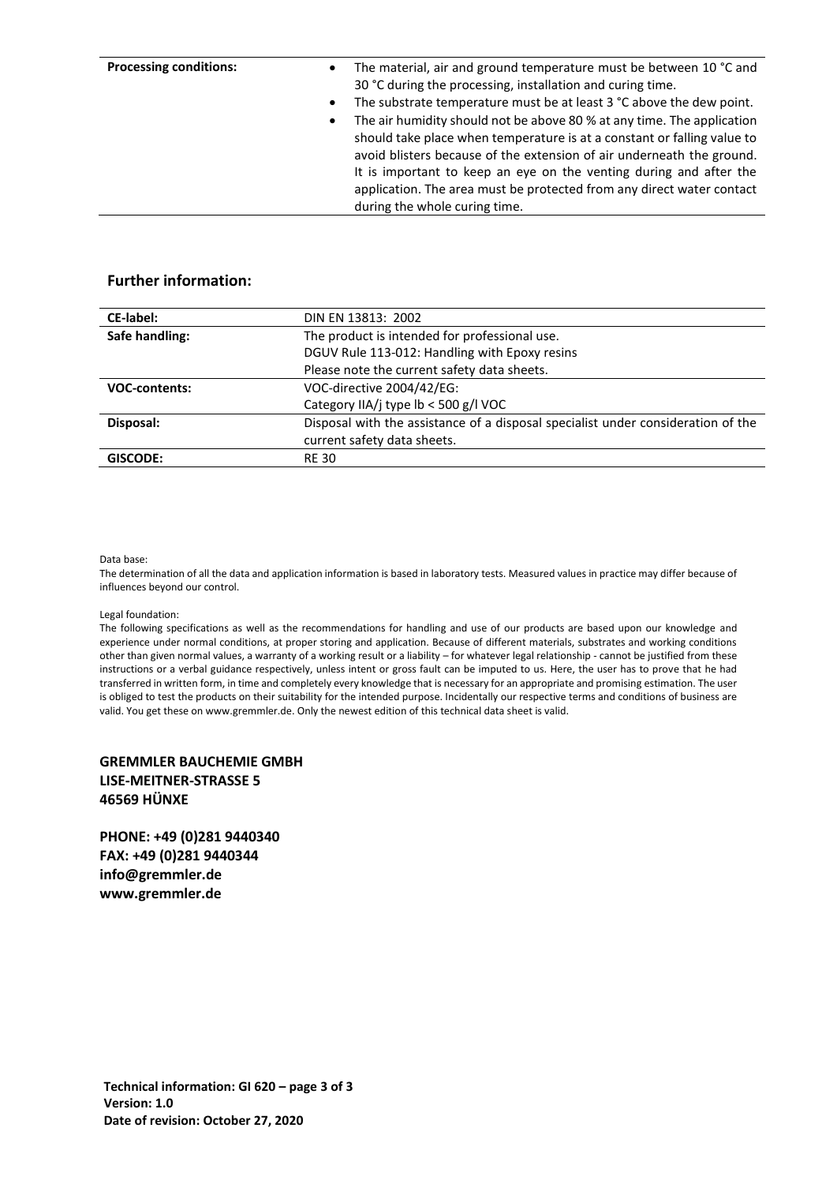| | |
|---|---|
| **Processing conditions:** | • The material, air and ground temperature must be between 10 °C and 30 °C during the processing, installation and curing time.<br>• The substrate temperature must be at least 3 °C above the dew point.<br>• The air humidity should not be above 80 % at any time. The application should take place when temperature is at a constant or falling value to avoid blisters because of the extension of air underneath the ground. It is important to keep an eye on the venting during and after the application. The area must be protected from any direct water contact during the whole curing time. |

## Further information:

| | |
|---|---|
| **CE-label:** | DIN EN 13813: 2002 |
| **Safe handling:** | The product is intended for professional use.<br>DGUV Rule 113-012: Handling with Epoxy resins<br>Please note the current safety data sheets. |
| **VOC-contents:** | VOC-directive 2004/42/EG:<br>Category IIA/j type lb < 500 g/l VOC |
| **Disposal:** | Disposal with the assistance of a disposal specialist under consideration of the current safety data sheets. |
| **GISCODE:** | RE 30 |

Data base:
The determination of all the data and application information is based in laboratory tests. Measured values in practice may differ because of influences beyond our control.

Legal foundation:
The following specifications as well as the recommendations for handling and use of our products are based upon our knowledge and experience under normal conditions, at proper storing and application. Because of different materials, substrates and working conditions other than given normal values, a warranty of a working result or a liability – for whatever legal relationship - cannot be justified from these instructions or a verbal guidance respectively, unless intent or gross fault can be imputed to us. Here, the user has to prove that he had transferred in written form, in time and completely every knowledge that is necessary for an appropriate and promising estimation. The user is obliged to test the products on their suitability for the intended purpose. Incidentally our respective terms and conditions of business are valid. You get these on www.gremmler.de. Only the newest edition of this technical data sheet is valid.

**GREMMLER BAUCHEMIE GMBH**
**LISE-MEITNER-STRASSE 5**
**46569 HÜNXE**

**PHONE: +49 (0)281 9440340**
**FAX: +49 (0)281 9440344**
**info@gremmler.de**
**www.gremmler.de**

**Technical information: GI 620 – page 3 of 3**
**Version: 1.0**
**Date of revision: October 27, 2020**